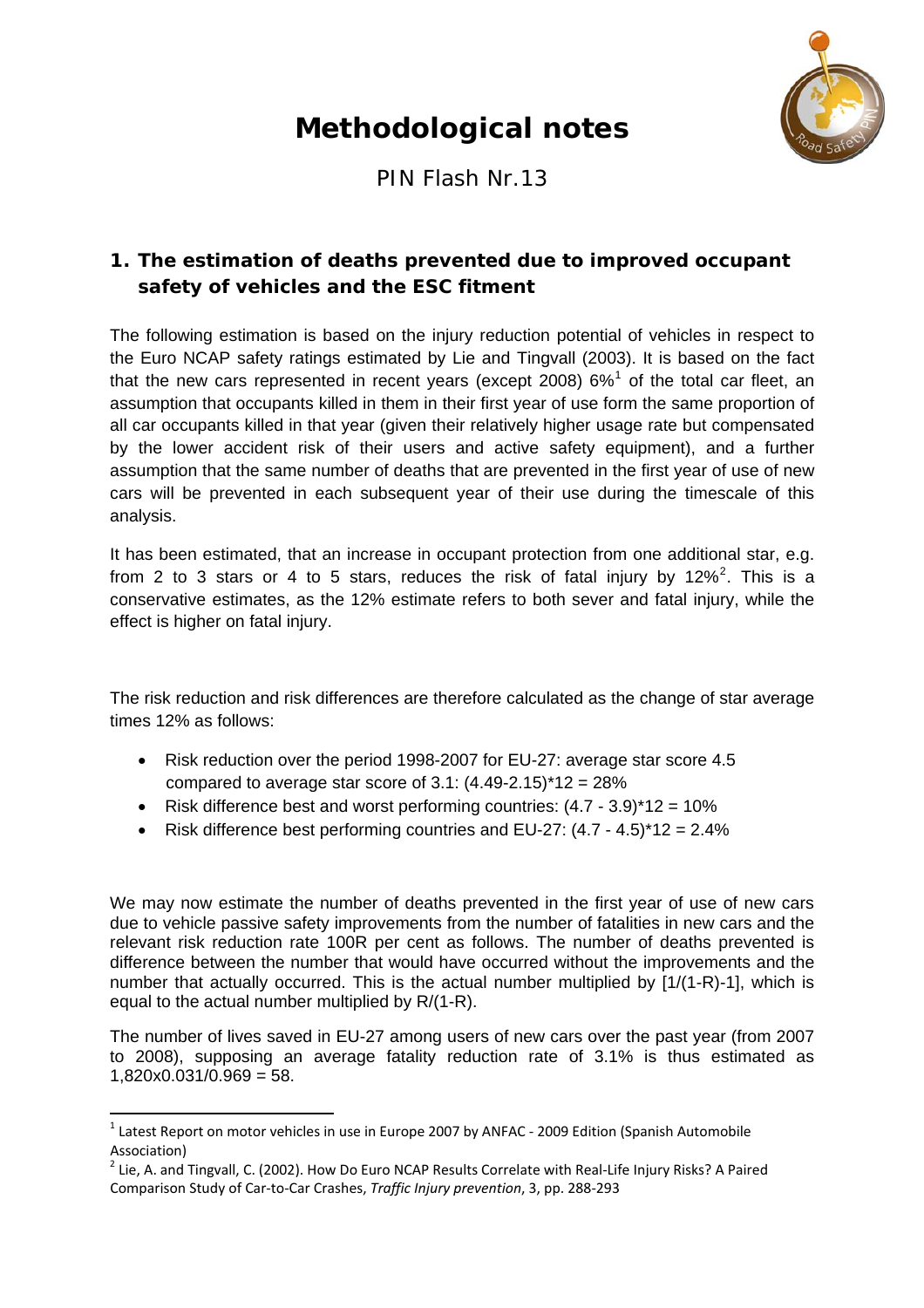# Methodological notes

PIN Flash Nr.13

## 1. The estimation of deaths prevented due to improved occupant safety of vehicles and the ESC fitment

The following estimation is based on the injury reduction potential of vehicles in respect to the Euro NCAP safety ratings estimated by Lie and Tingvall (2003). It is based on the fact that the new cars represented in recent years (except 2008) 6%[1] of the total car fleet, an assumption that occupants killed in them in their first year of use form the same proportion of all car occupants killed in that year (given their relatively higher usage rate but compensated by the lower accident risk of their users and active safety equipment), and a further assumption that the same number of deaths that are prevented in the first year of use of new cars will be prevented in each subsequent year of their use during the timescale of this analysis.

It has been estimated, that an increase in occupant protection from one additional star, e.g. from 2 to 3 stars or 4 to 5 stars, reduces the risk of fatal injury by 12%[2]. This is a conservative estimates, as the 12% estimate refers to both sever and fatal injury, while the effect is higher on fatal injury.

The risk reduction and risk differences are therefore calculated as the change of star average times 12% as follows:

- Risk reduction over the period 1998-2007 for EU-27: average star score 4.5 compared to average star score of 3.1: (4.49-2.15)*12 = 28%
- Risk difference best and worst performing countries: (4.7 - 3.9)*12 = 10%
- Risk difference best performing countries and EU-27: (4.7 - 4.5)*12 = 2.4%

We may now estimate the number of deaths prevented in the first year of use of new cars due to vehicle passive safety improvements from the number of fatalities in new cars and the relevant risk reduction rate 100R per cent as follows. The number of deaths prevented is difference between the number that would have occurred without the improvements and the number that actually occurred. This is the actual number multiplied by $[1/(1-R)-1]$, which is equal to the actual number multiplied by $R/(1-R)$.

The number of lives saved in EU-27 among users of new cars over the past year (from 2007 to 2008), supposing an average fatality reduction rate of 3.1% is thus estimated as 1,820x0.031/0.969 = 58.

---

[1] Latest Report on motor vehicles in use in Europe 2007 by ANFAC - 2009 Edition (Spanish Automobile Association)

[2] Lie, A. and Tingvall, C. (2002). How Do Euro NCAP Results Correlate with Real-Life Injury Risks? A Paired Comparison Study of Car-to-Car Crashes, *Traffic Injury prevention*, 3, pp. 288-293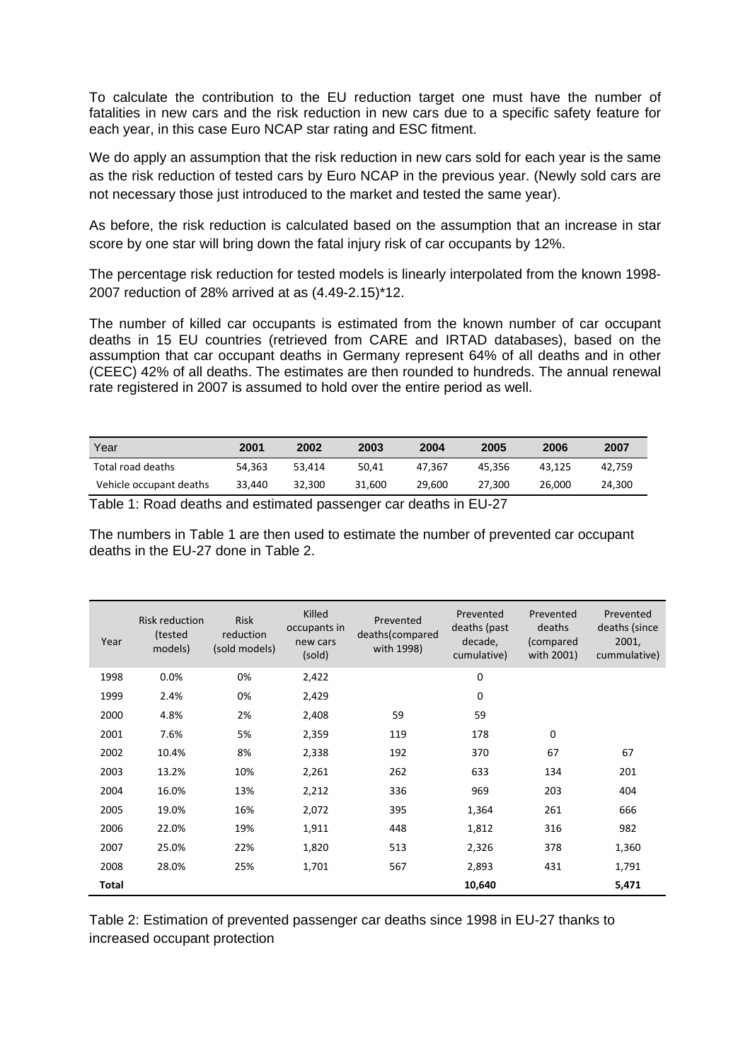To calculate the contribution to the EU reduction target one must have the number of fatalities in new cars and the risk reduction in new cars due to a specific safety feature for each year, in this case Euro NCAP star rating and ESC fitment.

We do apply an assumption that the risk reduction in new cars sold for each year is the same as the risk reduction of tested cars by Euro NCAP in the previous year. (Newly sold cars are not necessary those just introduced to the market and tested the same year).

As before, the risk reduction is calculated based on the assumption that an increase in star score by one star will bring down the fatal injury risk of car occupants by 12%.

The percentage risk reduction for tested models is linearly interpolated from the known 1998-2007 reduction of 28% arrived at as (4.49-2.15)*12.

The number of killed car occupants is estimated from the known number of car occupant deaths in 15 EU countries (retrieved from CARE and IRTAD databases), based on the assumption that car occupant deaths in Germany represent 64% of all deaths and in other (CEEC) 42% of all deaths. The estimates are then rounded to hundreds. The annual renewal rate registered in 2007 is assumed to hold over the entire period as well.

| Year | 2001 | 2002 | 2003 | 2004 | 2005 | 2006 | 2007 |
|---|---|---|---|---|---|---|---|
| Total road deaths | 54,363 | 53,414 | 50,41 | 47,367 | 45,356 | 43,125 | 42,759 |
| Vehicle occupant deaths | 33,440 | 32,300 | 31,600 | 29,600 | 27,300 | 26,000 | 24,300 |

Table 1: Road deaths and estimated passenger car deaths in EU-27

The numbers in Table 1 are then used to estimate the number of prevented car occupant deaths in the EU-27 done in Table 2.

| Year | Risk reduction (tested models) | Risk reduction (sold models) | Killed occupants in new cars (sold) | Prevented deaths(compared with 1998) | Prevented deaths (past decade, cumulative) | Prevented deaths (compared with 2001) | Prevented deaths (since 2001, cummulative) |
|---|---|---|---|---|---|---|---|
| 1998 | 0.0% | 0% | 2,422 | | 0 | | |
| 1999 | 2.4% | 0% | 2,429 | | 0 | | |
| 2000 | 4.8% | 2% | 2,408 | 59 | 59 | | |
| 2001 | 7.6% | 5% | 2,359 | 119 | 178 | 0 | |
| 2002 | 10.4% | 8% | 2,338 | 192 | 370 | 67 | 67 |
| 2003 | 13.2% | 10% | 2,261 | 262 | 633 | 134 | 201 |
| 2004 | 16.0% | 13% | 2,212 | 336 | 969 | 203 | 404 |
| 2005 | 19.0% | 16% | 2,072 | 395 | 1,364 | 261 | 666 |
| 2006 | 22.0% | 19% | 1,911 | 448 | 1,812 | 316 | 982 |
| 2007 | 25.0% | 22% | 1,820 | 513 | 2,326 | 378 | 1,360 |
| 2008 | 28.0% | 25% | 1,701 | 567 | 2,893 | 431 | 1,791 |
| **Total** | | | | | **10,640** | | **5,471** |

Table 2: Estimation of prevented passenger car deaths since 1998 in EU-27 thanks to increased occupant protection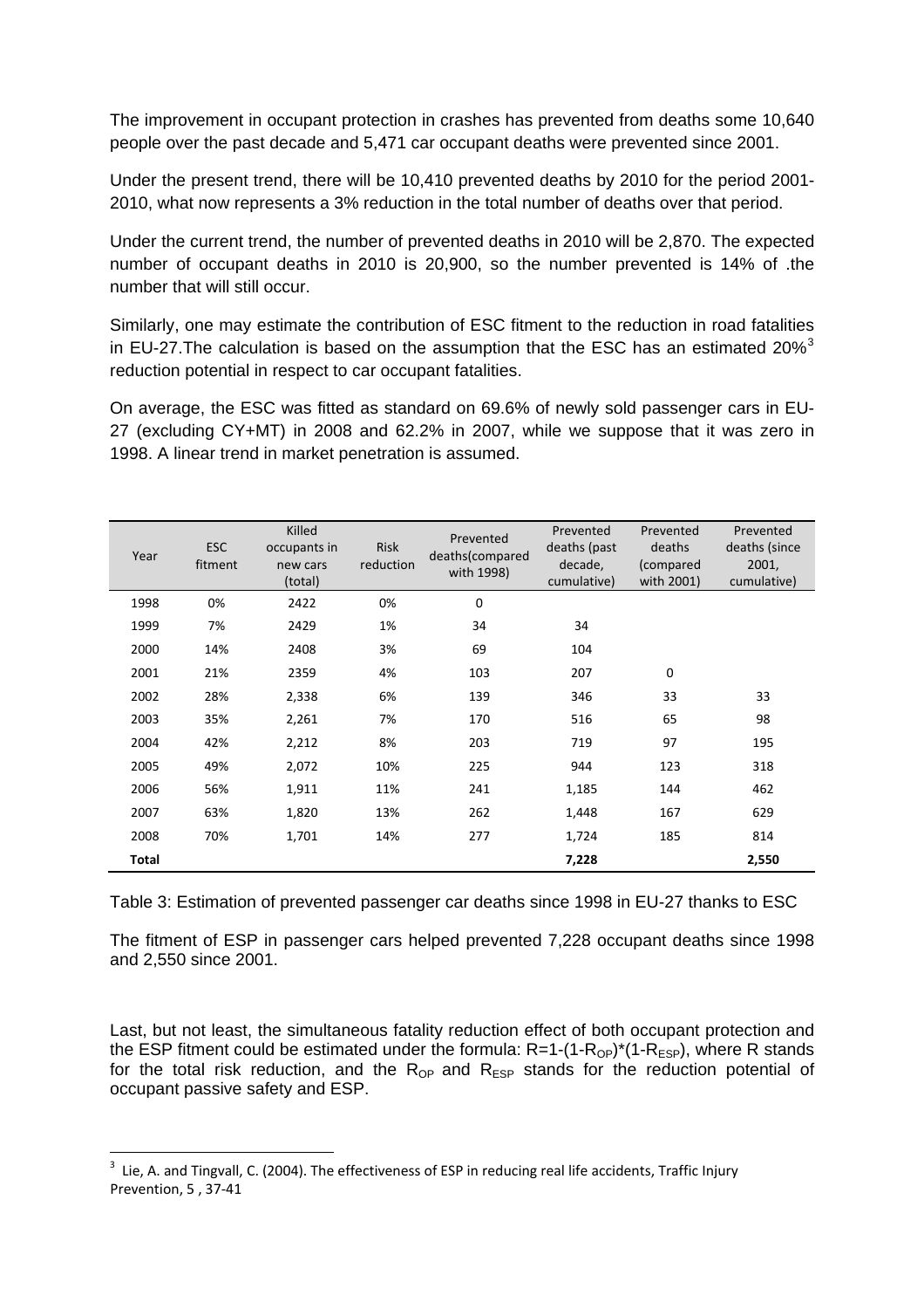The improvement in occupant protection in crashes has prevented from deaths some 10,640 people over the past decade and 5,471 car occupant deaths were prevented since 2001.

Under the present trend, there will be 10,410 prevented deaths by 2010 for the period 2001-2010, what now represents a 3% reduction in the total number of deaths over that period.

Under the current trend, the number of prevented deaths in 2010 will be 2,870. The expected number of occupant deaths in 2010 is 20,900, so the number prevented is 14% of .the number that will still occur.

Similarly, one may estimate the contribution of ESC fitment to the reduction in road fatalities in EU-27.The calculation is based on the assumption that the ESC has an estimated 20%[3] reduction potential in respect to car occupant fatalities.

On average, the ESC was fitted as standard on 69.6% of newly sold passenger cars in EU-27 (excluding CY+MT) in 2008 and 62.2% in 2007, while we suppose that it was zero in 1998. A linear trend in market penetration is assumed.

| Year | ESC fitment | Killed occupants in new cars (total) | Risk reduction | Prevented deaths(compared with 1998) | Prevented deaths (past decade, cumulative) | Prevented deaths (compared with 2001) | Prevented deaths (since 2001, cumulative) |
|---|---|---|---|---|---|---|---|
| 1998 | 0% | 2422 | 0% | 0 | | | |
| 1999 | 7% | 2429 | 1% | 34 | 34 | | |
| 2000 | 14% | 2408 | 3% | 69 | 104 | | |
| 2001 | 21% | 2359 | 4% | 103 | 207 | 0 | |
| 2002 | 28% | 2,338 | 6% | 139 | 346 | 33 | 33 |
| 2003 | 35% | 2,261 | 7% | 170 | 516 | 65 | 98 |
| 2004 | 42% | 2,212 | 8% | 203 | 719 | 97 | 195 |
| 2005 | 49% | 2,072 | 10% | 225 | 944 | 123 | 318 |
| 2006 | 56% | 1,911 | 11% | 241 | 1,185 | 144 | 462 |
| 2007 | 63% | 1,820 | 13% | 262 | 1,448 | 167 | 629 |
| 2008 | 70% | 1,701 | 14% | 277 | 1,724 | 185 | 814 |
| **Total** | | | | | **7,228** | | **2,550** |

Table 3: Estimation of prevented passenger car deaths since 1998 in EU-27 thanks to ESC

The fitment of ESP in passenger cars helped prevented 7,228 occupant deaths since 1998 and 2,550 since 2001.

Last, but not least, the simultaneous fatality reduction effect of both occupant protection and the ESP fitment could be estimated under the formula: $R=1-(1-R_{OP})*(1-R_{ESP})$, where R stands for the total risk reduction, and the $R_{OP}$ and $R_{ESP}$ stands for the reduction potential of occupant passive safety and ESP.

[3] Lie, A. and Tingvall, C. (2004). The effectiveness of ESP in reducing real life accidents, Traffic Injury Prevention, 5 , 37-41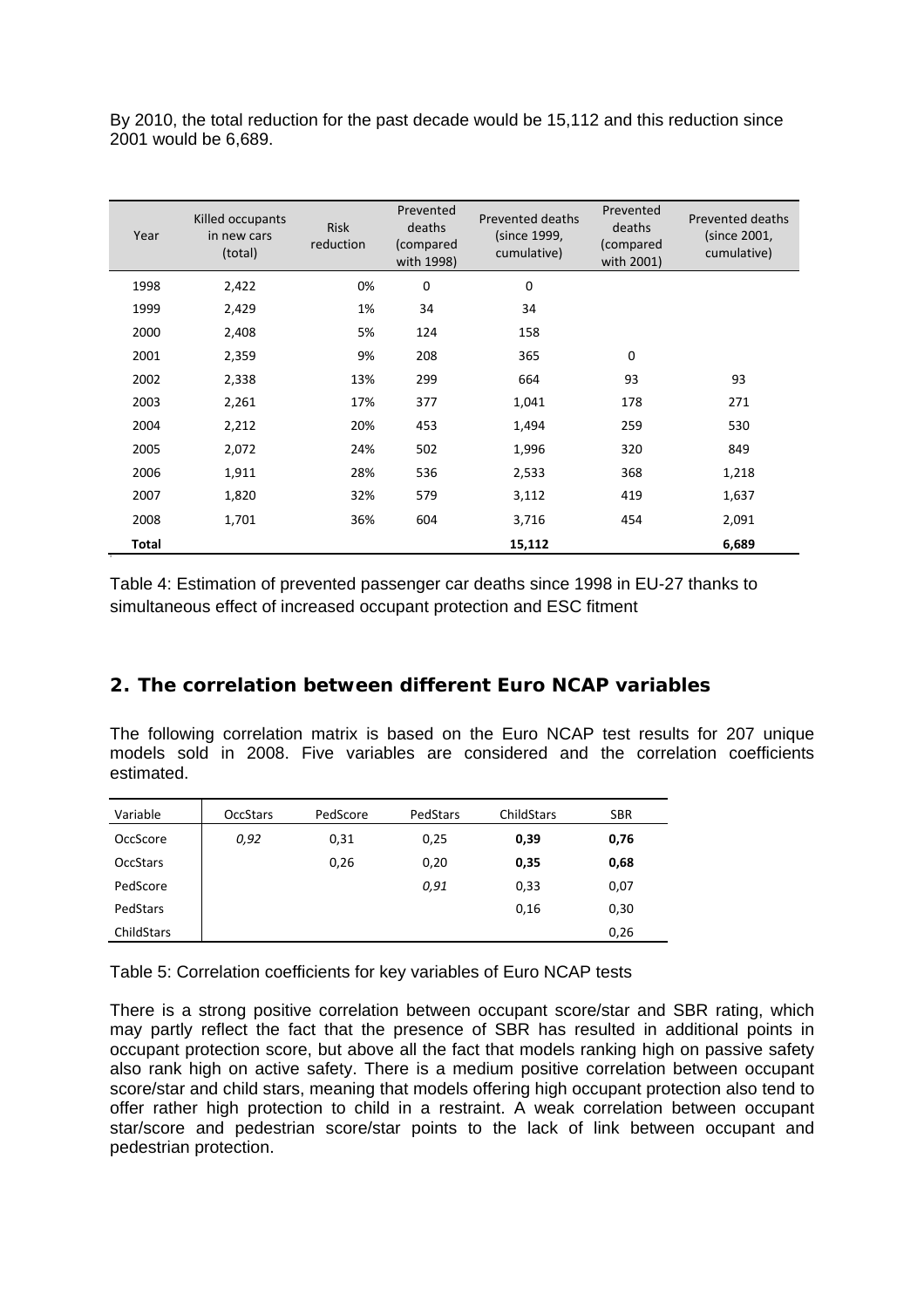By 2010, the total reduction for the past decade would be 15,112 and this reduction since 2001 would be 6,689.

| Year | Killed occupants in new cars (total) | Risk reduction | Prevented deaths (compared with 1998) | Prevented deaths (since 1999, cumulative) | Prevented deaths (compared with 2001) | Prevented deaths (since 2001, cumulative) |
|---|---|---|---|---|---|---|
| 1998 | 2,422 | 0% | 0 | 0 | | |
| 1999 | 2,429 | 1% | 34 | 34 | | |
| 2000 | 2,408 | 5% | 124 | 158 | | |
| 2001 | 2,359 | 9% | 208 | 365 | 0 | |
| 2002 | 2,338 | 13% | 299 | 664 | 93 | 93 |
| 2003 | 2,261 | 17% | 377 | 1,041 | 178 | 271 |
| 2004 | 2,212 | 20% | 453 | 1,494 | 259 | 530 |
| 2005 | 2,072 | 24% | 502 | 1,996 | 320 | 849 |
| 2006 | 1,911 | 28% | 536 | 2,533 | 368 | 1,218 |
| 2007 | 1,820 | 32% | 579 | 3,112 | 419 | 1,637 |
| 2008 | 1,701 | 36% | 604 | 3,716 | 454 | 2,091 |
| **Total** | | | | **15,112** | | **6,689** |

Table 4: Estimation of prevented passenger car deaths since 1998 in EU-27 thanks to simultaneous effect of increased occupant protection and ESC fitment

## 2. The correlation between different Euro NCAP variables

The following correlation matrix is based on the Euro NCAP test results for 207 unique models sold in 2008. Five variables are considered and the correlation coefficients estimated.

| Variable | OccStars | PedScore | PedStars | ChildStars | SBR |
|---|---|---|---|---|---|
| OccScore | *0,92* | 0,31 | 0,25 | **0,39** | **0,76** |
| OccStars | | 0,26 | 0,20 | **0,35** | **0,68** |
| PedScore | | | *0,91* | 0,33 | 0,07 |
| PedStars | | | | 0,16 | 0,30 |
| ChildStars | | | | | 0,26 |

Table 5: Correlation coefficients for key variables of Euro NCAP tests

There is a strong positive correlation between occupant score/star and SBR rating, which may partly reflect the fact that the presence of SBR has resulted in additional points in occupant protection score, but above all the fact that models ranking high on passive safety also rank high on active safety. There is a medium positive correlation between occupant score/star and child stars, meaning that models offering high occupant protection also tend to offer rather high protection to child in a restraint. A weak correlation between occupant star/score and pedestrian score/star points to the lack of link between occupant and pedestrian protection.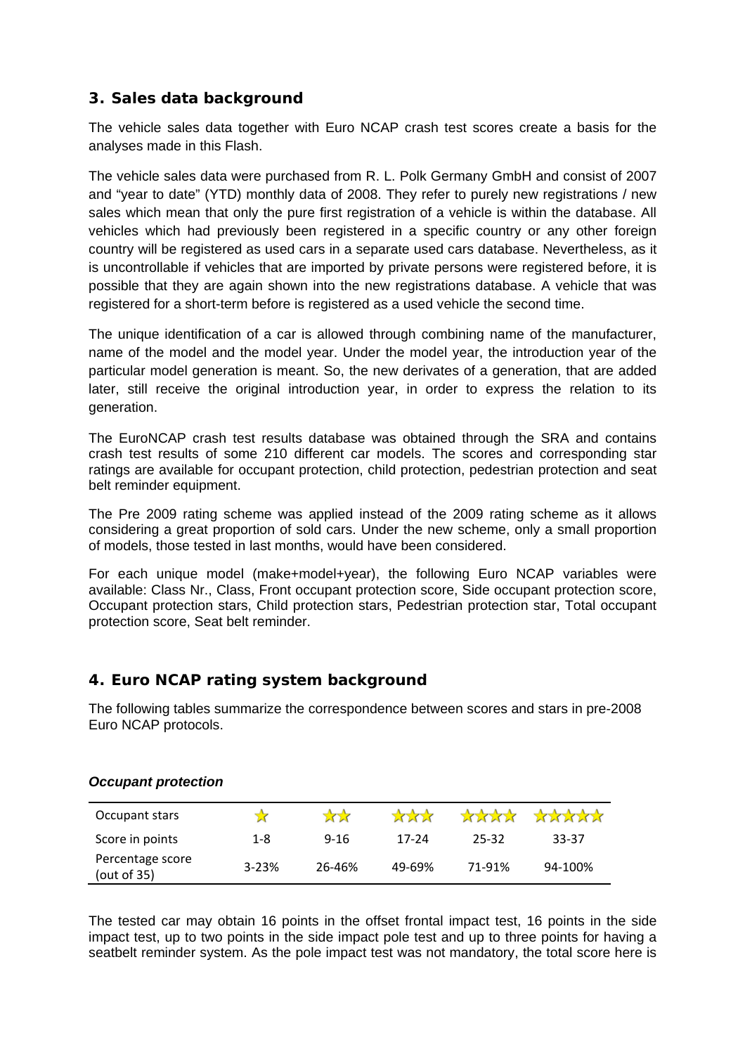## 3. Sales data background

The vehicle sales data together with Euro NCAP crash test scores create a basis for the analyses made in this Flash.

The vehicle sales data were purchased from R. L. Polk Germany GmbH and consist of 2007 and "year to date" (YTD) monthly data of 2008. They refer to purely new registrations / new sales which mean that only the pure first registration of a vehicle is within the database. All vehicles which had previously been registered in a specific country or any other foreign country will be registered as used cars in a separate used cars database. Nevertheless, as it is uncontrollable if vehicles that are imported by private persons were registered before, it is possible that they are again shown into the new registrations database. A vehicle that was registered for a short-term before is registered as a used vehicle the second time.

The unique identification of a car is allowed through combining name of the manufacturer, name of the model and the model year. Under the model year, the introduction year of the particular model generation is meant. So, the new derivates of a generation, that are added later, still receive the original introduction year, in order to express the relation to its generation.

The EuroNCAP crash test results database was obtained through the SRA and contains crash test results of some 210 different car models. The scores and corresponding star ratings are available for occupant protection, child protection, pedestrian protection and seat belt reminder equipment.

The Pre 2009 rating scheme was applied instead of the 2009 rating scheme as it allows considering a great proportion of sold cars. Under the new scheme, only a small proportion of models, those tested in last months, would have been considered.

For each unique model (make+model+year), the following Euro NCAP variables were available: Class Nr., Class, Front occupant protection score, Side occupant protection score, Occupant protection stars, Child protection stars, Pedestrian protection star, Total occupant protection score, Seat belt reminder.

## 4. Euro NCAP rating system background

The following tables summarize the correspondence between scores and stars in pre-2008 Euro NCAP protocols.

***Occupant protection***

| Occupant stars | ★ | ★★ | ★★★ | ★★★★ | ★★★★★ |
|---|---|---|---|---|---|
| Score in points | 1-8 | 9-16 | 17-24 | 25-32 | 33-37 |
| Percentage score (out of 35) | 3-23% | 26-46% | 49-69% | 71-91% | 94-100% |

The tested car may obtain 16 points in the offset frontal impact test, 16 points in the side impact test, up to two points in the side impact pole test and up to three points for having a seatbelt reminder system. As the pole impact test was not mandatory, the total score here is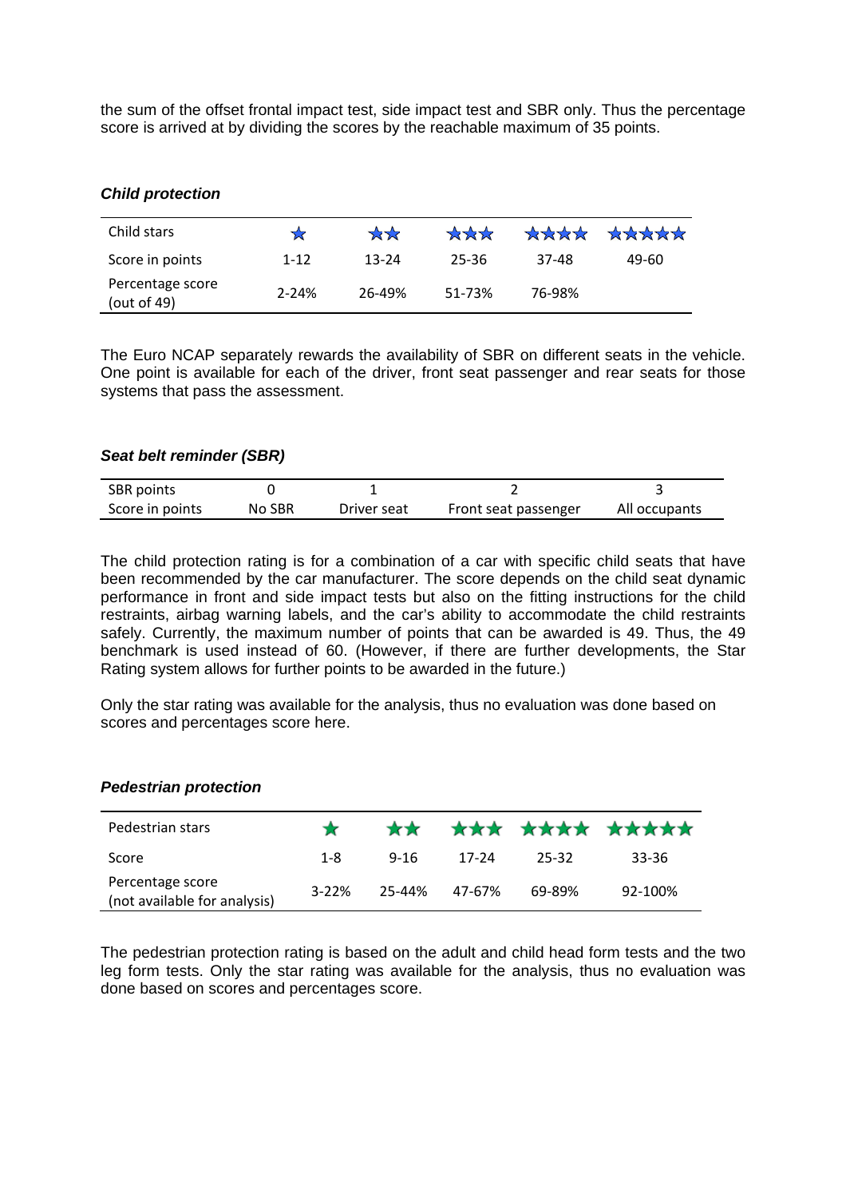the sum of the offset frontal impact test, side impact test and SBR only. Thus the percentage score is arrived at by dividing the scores by the reachable maximum of 35 points.

### *Child protection*

| Child stars | ★ | ★★ | ★★★ | ★★★★ | ★★★★★ |
|---|---|---|---|---|---|
| Score in points | 1-12 | 13-24 | 25-36 | 37-48 | 49-60 |
| Percentage score (out of 49) | 2-24% | 26-49% | 51-73% | 76-98% | |

The Euro NCAP separately rewards the availability of SBR on different seats in the vehicle. One point is available for each of the driver, front seat passenger and rear seats for those systems that pass the assessment.

### *Seat belt reminder (SBR)*

| SBR points | 0 | 1 | 2 | 3 |
|---|---|---|---|---|
| Score in points | No SBR | Driver seat | Front seat passenger | All occupants |

The child protection rating is for a combination of a car with specific child seats that have been recommended by the car manufacturer. The score depends on the child seat dynamic performance in front and side impact tests but also on the fitting instructions for the child restraints, airbag warning labels, and the car's ability to accommodate the child restraints safely. Currently, the maximum number of points that can be awarded is 49. Thus, the 49 benchmark is used instead of 60. (However, if there are further developments, the Star Rating system allows for further points to be awarded in the future.)

Only the star rating was available for the analysis, thus no evaluation was done based on scores and percentages score here.

### *Pedestrian protection*

| Pedestrian stars | ★ | ★★ | ★★★ | ★★★★ | ★★★★★ |
|---|---|---|---|---|---|
| Score | 1-8 | 9-16 | 17-24 | 25-32 | 33-36 |
| Percentage score (not available for analysis) | 3-22% | 25-44% | 47-67% | 69-89% | 92-100% |

The pedestrian protection rating is based on the adult and child head form tests and the two leg form tests. Only the star rating was available for the analysis, thus no evaluation was done based on scores and percentages score.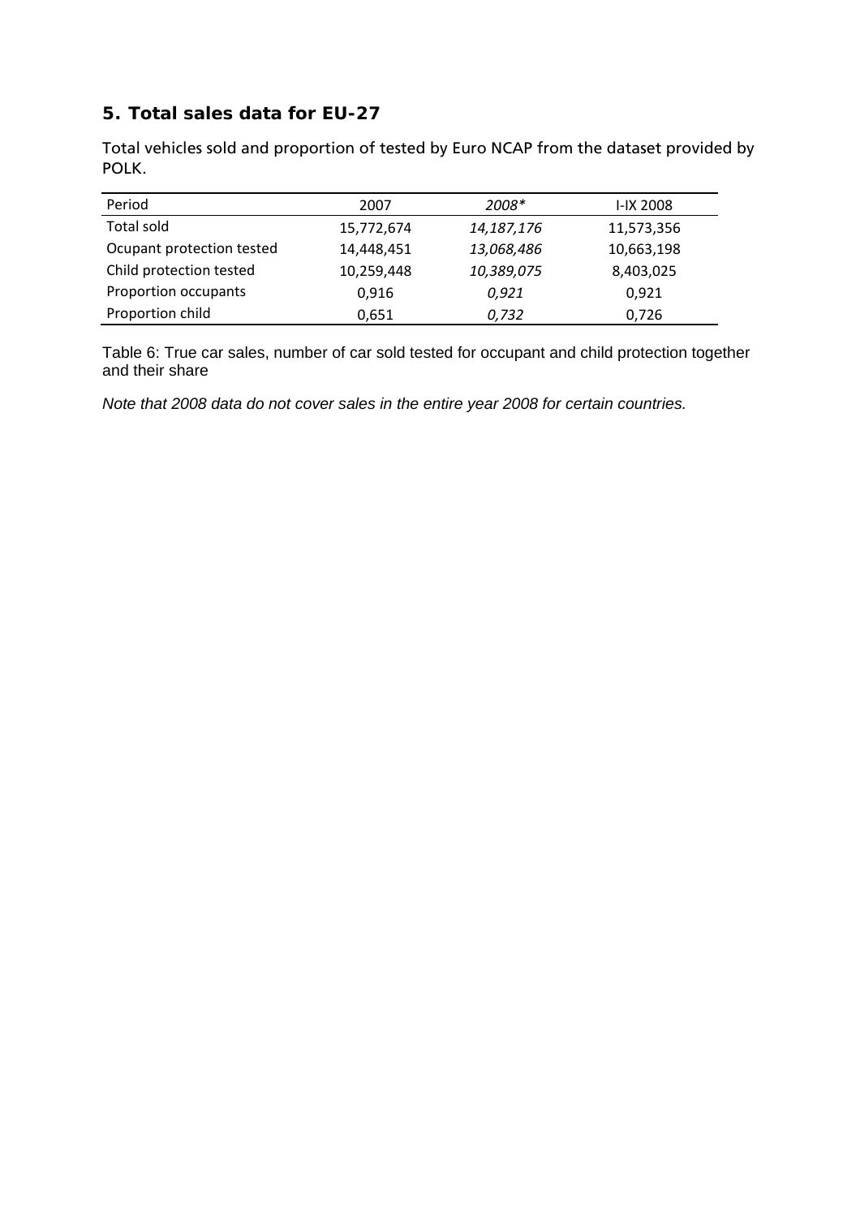## 5. Total sales data for EU-27

Total vehicles sold and proportion of tested by Euro NCAP from the dataset provided by POLK.

| Period | 2007 | *2008** | I-IX 2008 |
|---|---|---|---|
| Total sold | 15,772,674 | *14,187,176* | 11,573,356 |
| Ocupant protection tested | 14,448,451 | *13,068,486* | 10,663,198 |
| Child protection tested | 10,259,448 | *10,389,075* | 8,403,025 |
| Proportion occupants | 0,916 | *0,921* | 0,921 |
| Proportion child | 0,651 | *0,732* | 0,726 |

Table 6: True car sales, number of car sold tested for occupant and child protection together and their share

*Note that 2008 data do not cover sales in the entire year 2008 for certain countries.*